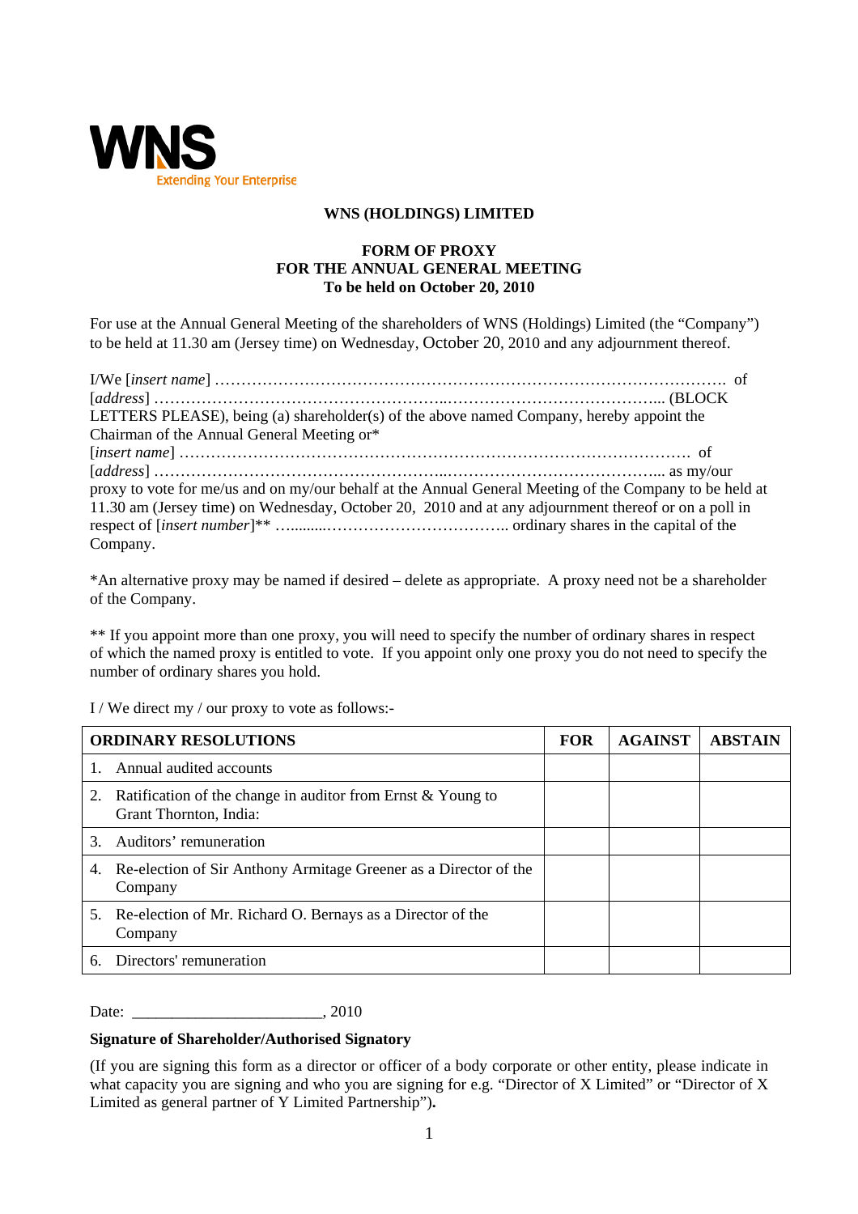WNS
Extending Your Enterprise

**WNS (HOLDINGS) LIMITED**

**FORM OF PROXY**
**FOR THE ANNUAL GENERAL MEETING**
**To be held on October 20, 2010**

For use at the Annual General Meeting of the shareholders of WNS (Holdings) Limited (the "Company") to be held at 11.30 am (Jersey time) on Wednesday, October 20, 2010 and any adjournment thereof.

I/We [*insert name*] ……………………………………………………………………………………. of [*address*] ………………………………………………...…………………………………... (BLOCK LETTERS PLEASE), being (a) shareholder(s) of the above named Company, hereby appoint the Chairman of the Annual General Meeting or*
[*insert name*] ……………………………………………………………………………………. of [*address*] ………………………………………………...…………………………………... as my/our proxy to vote for me/us and on my/our behalf at the Annual General Meeting of the Company to be held at 11.30 am (Jersey time) on Wednesday, October 20, 2010 and at any adjournment thereof or on a poll in respect of [*insert number*]** …..........…………………………….. ordinary shares in the capital of the Company.

*An alternative proxy may be named if desired – delete as appropriate. A proxy need not be a shareholder of the Company.

** If you appoint more than one proxy, you will need to specify the number of ordinary shares in respect of which the named proxy is entitled to vote. If you appoint only one proxy you do not need to specify the number of ordinary shares you hold.

I / We direct my / our proxy to vote as follows:-

| **ORDINARY RESOLUTIONS** | **FOR** | **AGAINST** | **ABSTAIN** |
|---|---|---|---|
| 1. Annual audited accounts | | | |
| 2. Ratification of the change in auditor from Ernst & Young to Grant Thornton, India: | | | |
| 3. Auditors' remuneration | | | |
| 4. Re-election of Sir Anthony Armitage Greener as a Director of the Company | | | |
| 5. Re-election of Mr. Richard O. Bernays as a Director of the Company | | | |
| 6. Directors' remuneration | | | |

Date: _______________________, 2010

**Signature of Shareholder/Authorised Signatory**

(If you are signing this form as a director or officer of a body corporate or other entity, please indicate in what capacity you are signing and who you are signing for e.g. "Director of X Limited" or "Director of X Limited as general partner of Y Limited Partnership")**.**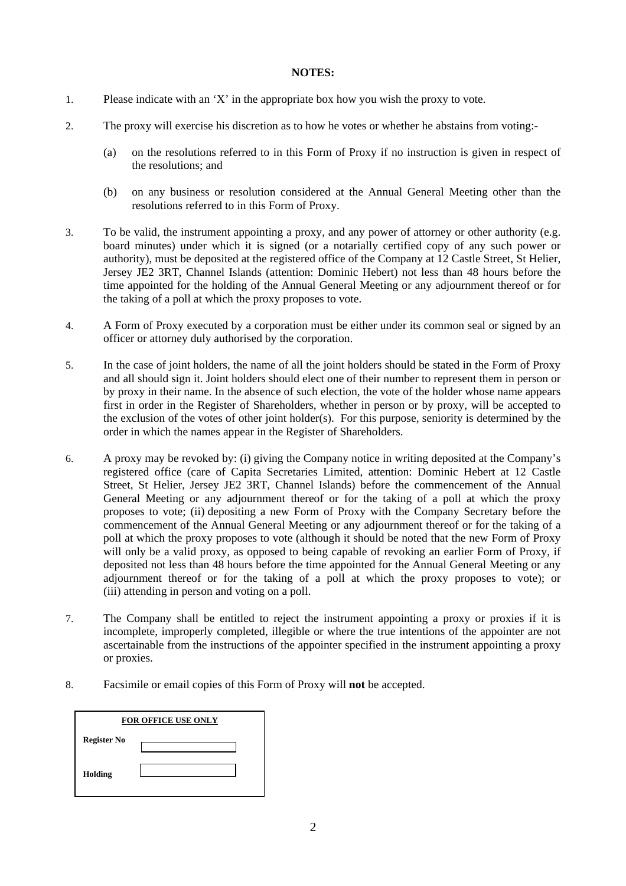**NOTES:**

1. Please indicate with an 'X' in the appropriate box how you wish the proxy to vote.

2. The proxy will exercise his discretion as to how he votes or whether he abstains from voting:-

   (a) on the resolutions referred to in this Form of Proxy if no instruction is given in respect of the resolutions; and

   (b) on any business or resolution considered at the Annual General Meeting other than the resolutions referred to in this Form of Proxy.

3. To be valid, the instrument appointing a proxy, and any power of attorney or other authority (e.g. board minutes) under which it is signed (or a notarially certified copy of any such power or authority), must be deposited at the registered office of the Company at 12 Castle Street, St Helier, Jersey JE2 3RT, Channel Islands (attention: Dominic Hebert) not less than 48 hours before the time appointed for the holding of the Annual General Meeting or any adjournment thereof or for the taking of a poll at which the proxy proposes to vote.

4. A Form of Proxy executed by a corporation must be either under its common seal or signed by an officer or attorney duly authorised by the corporation.

5. In the case of joint holders, the name of all the joint holders should be stated in the Form of Proxy and all should sign it. Joint holders should elect one of their number to represent them in person or by proxy in their name. In the absence of such election, the vote of the holder whose name appears first in order in the Register of Shareholders, whether in person or by proxy, will be accepted to the exclusion of the votes of other joint holder(s). For this purpose, seniority is determined by the order in which the names appear in the Register of Shareholders.

6. A proxy may be revoked by: (i) giving the Company notice in writing deposited at the Company's registered office (care of Capita Secretaries Limited, attention: Dominic Hebert at 12 Castle Street, St Helier, Jersey JE2 3RT, Channel Islands) before the commencement of the Annual General Meeting or any adjournment thereof or for the taking of a poll at which the proxy proposes to vote; (ii) depositing a new Form of Proxy with the Company Secretary before the commencement of the Annual General Meeting or any adjournment thereof or for the taking of a poll at which the proxy proposes to vote (although it should be noted that the new Form of Proxy will only be a valid proxy, as opposed to being capable of revoking an earlier Form of Proxy, if deposited not less than 48 hours before the time appointed for the Annual General Meeting or any adjournment thereof or for the taking of a poll at which the proxy proposes to vote); or (iii) attending in person and voting on a poll.

7. The Company shall be entitled to reject the instrument appointing a proxy or proxies if it is incomplete, improperly completed, illegible or where the true intentions of the appointer are not ascertainable from the instructions of the appointer specified in the instrument appointing a proxy or proxies.

8. Facsimile or email copies of this Form of Proxy will **not** be accepted.

| **FOR OFFICE USE ONLY** | |
|---|---|
| **Register No** | |
| **Holding** | |